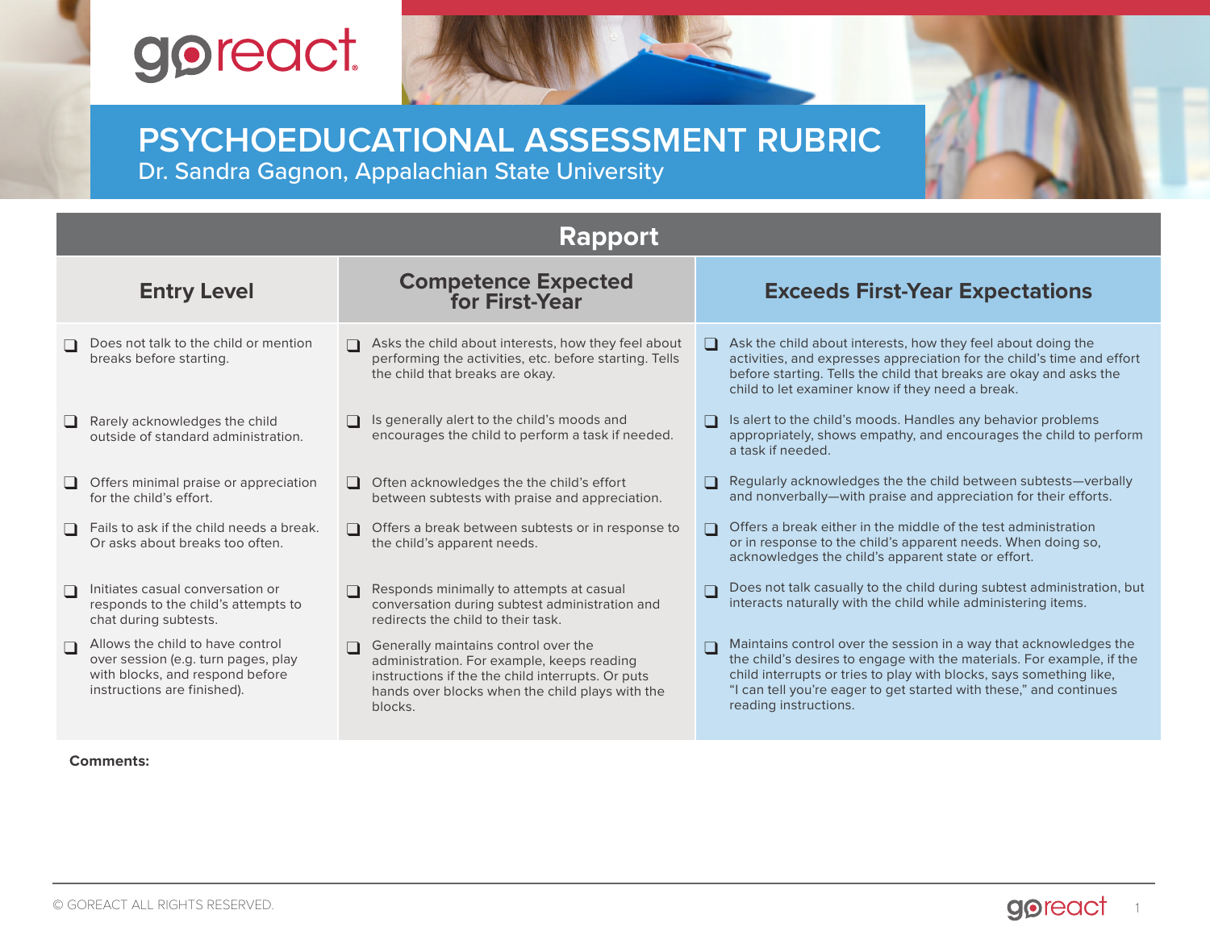# PSYCHOEDUCATIONAL ASSESSMENT RUBRIC

Dr. Sandra Gagnon, Appalachian State University

## Rapport

| Entry Level | Competence Expected for First-Year | Exceeds First-Year Expectations |
|---|---|---|
| ❑ Does not talk to the child or mention breaks before starting. | ❑ Asks the child about interests, how they feel about performing the activities, etc. before starting. Tells the child that breaks are okay. | ❑ Ask the child about interests, how they feel about doing the activities, and expresses appreciation for the child's time and effort before starting. Tells the child that breaks are okay and asks the child to let examiner know if they need a break. |
| ❑ Rarely acknowledges the child outside of standard administration. | ❑ Is generally alert to the child's moods and encourages the child to perform a task if needed. | ❑ Is alert to the child's moods. Handles any behavior problems appropriately, shows empathy, and encourages the child to perform a task if needed. |
| ❑ Offers minimal praise or appreciation for the child's effort. | ❑ Often acknowledges the the child's effort between subtests with praise and appreciation. | ❑ Regularly acknowledges the the child between subtests—verbally and nonverbally—with praise and appreciation for their efforts. |
| ❑ Fails to ask if the child needs a break. Or asks about breaks too often. | ❑ Offers a break between subtests or in response to the child's apparent needs. | ❑ Offers a break either in the middle of the test administration or in response to the child's apparent needs. When doing so, acknowledges the child's apparent state or effort. |
| ❑ Initiates casual conversation or responds to the child's attempts to chat during subtests. | ❑ Responds minimally to attempts at casual conversation during subtest administration and redirects the child to their task. | ❑ Does not talk casually to the child during subtest administration, but interacts naturally with the child while administering items. |
| ❑ Allows the child to have control over session (e.g. turn pages, play with blocks, and respond before instructions are finished). | ❑ Generally maintains control over the administration. For example, keeps reading instructions if the the child interrupts. Or puts hands over blocks when the child plays with the blocks. | ❑ Maintains control over the session in a way that acknowledges the the child's desires to engage with the materials. For example, if the child interrupts or tries to play with blocks, says something like, "I can tell you're eager to get started with these," and continues reading instructions. |

**Comments:**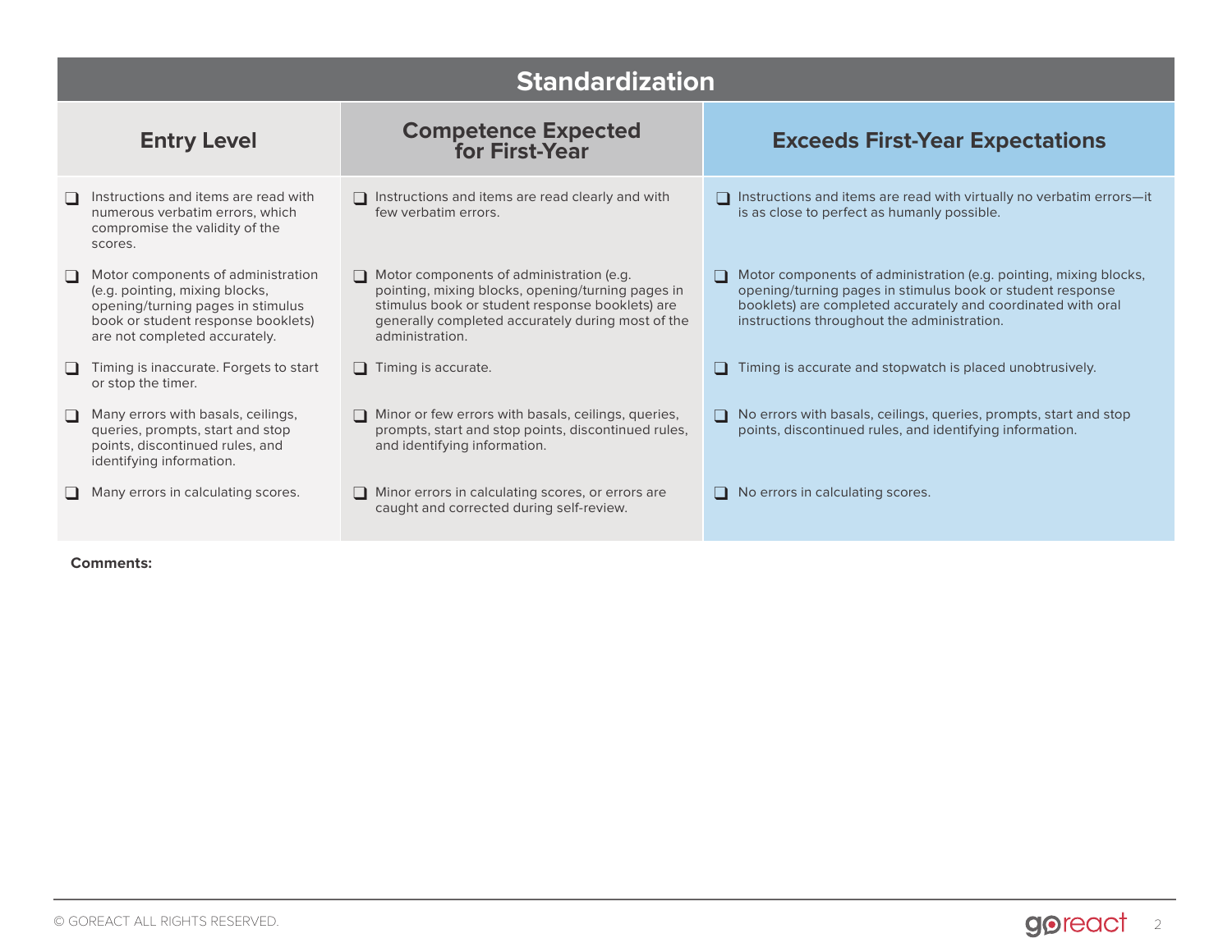## Standardization

| Entry Level | Competence Expected for First-Year | Exceeds First-Year Expectations |
|---|---|---|
| ❑ Instructions and items are read with numerous verbatim errors, which compromise the validity of the scores. | ❑ Instructions and items are read clearly and with few verbatim errors. | ❑ Instructions and items are read with virtually no verbatim errors—it is as close to perfect as humanly possible. |
| ❑ Motor components of administration (e.g. pointing, mixing blocks, opening/turning pages in stimulus book or student response booklets) are not completed accurately. | ❑ Motor components of administration (e.g. pointing, mixing blocks, opening/turning pages in stimulus book or student response booklets) are generally completed accurately during most of the administration. | ❑ Motor components of administration (e.g. pointing, mixing blocks, opening/turning pages in stimulus book or student response booklets) are completed accurately and coordinated with oral instructions throughout the administration. |
| ❑ Timing is inaccurate. Forgets to start or stop the timer. | ❑ Timing is accurate. | ❑ Timing is accurate and stopwatch is placed unobtrusively. |
| ❑ Many errors with basals, ceilings, queries, prompts, start and stop points, discontinued rules, and identifying information. | ❑ Minor or few errors with basals, ceilings, queries, prompts, start and stop points, discontinued rules, and identifying information. | ❑ No errors with basals, ceilings, queries, prompts, start and stop points, discontinued rules, and identifying information. |
| ❑ Many errors in calculating scores. | ❑ Minor errors in calculating scores, or errors are caught and corrected during self-review. | ❑ No errors in calculating scores. |

**Comments:**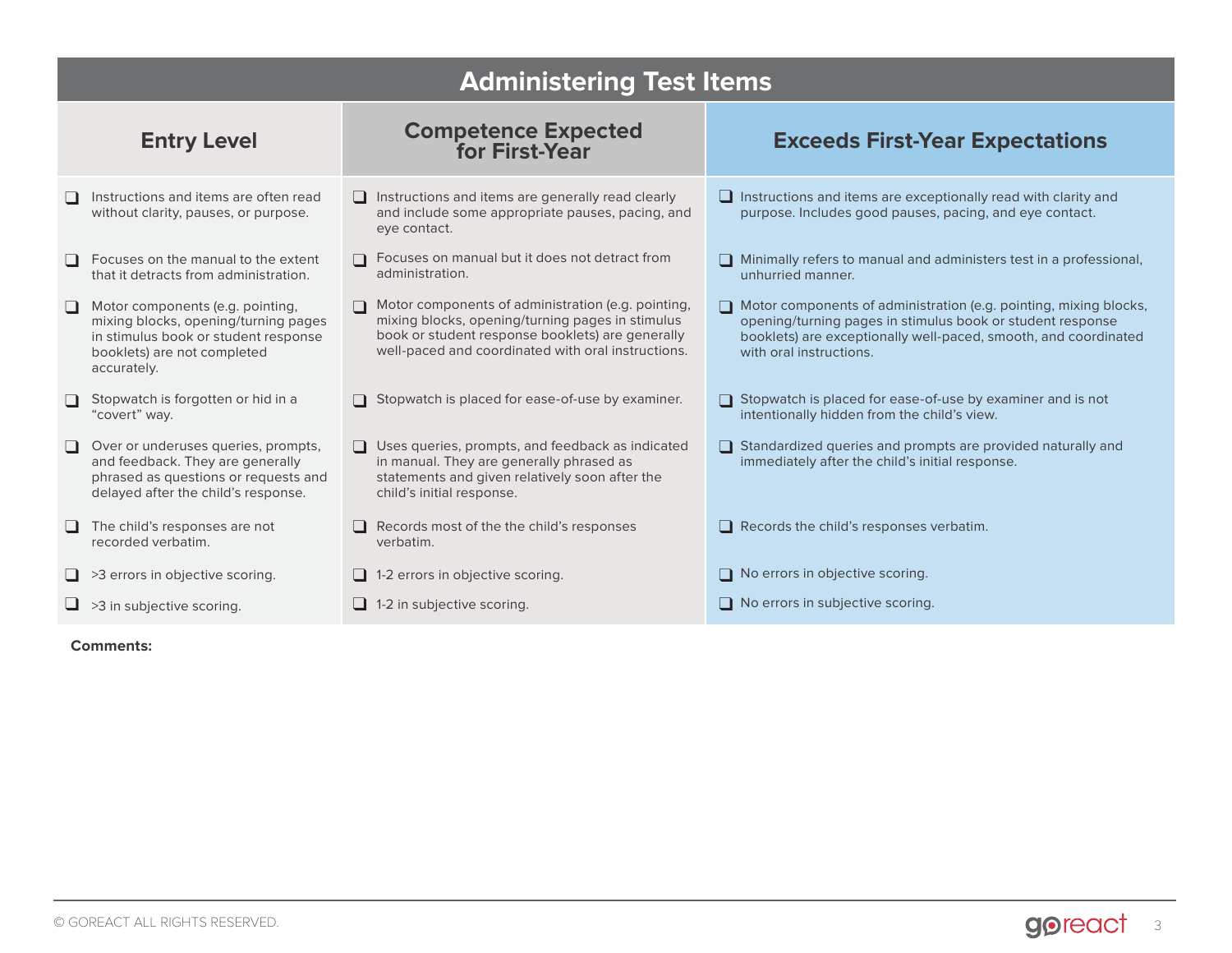## Administering Test Items

| Entry Level | Competence Expected for First-Year | Exceeds First-Year Expectations |
|---|---|---|
| ❑ Instructions and items are often read without clarity, pauses, or purpose. | ❑ Instructions and items are generally read clearly and include some appropriate pauses, pacing, and eye contact. | ❑ Instructions and items are exceptionally read with clarity and purpose. Includes good pauses, pacing, and eye contact. |
| ❑ Focuses on the manual to the extent that it detracts from administration. | ❑ Focuses on manual but it does not detract from administration. | ❑ Minimally refers to manual and administers test in a professional, unhurried manner. |
| ❑ Motor components (e.g. pointing, mixing blocks, opening/turning pages in stimulus book or student response booklets) are not completed accurately. | ❑ Motor components of administration (e.g. pointing, mixing blocks, opening/turning pages in stimulus book or student response booklets) are generally well-paced and coordinated with oral instructions. | ❑ Motor components of administration (e.g. pointing, mixing blocks, opening/turning pages in stimulus book or student response booklets) are exceptionally well-paced, smooth, and coordinated with oral instructions. |
| ❑ Stopwatch is forgotten or hid in a "covert" way. | ❑ Stopwatch is placed for ease-of-use by examiner. | ❑ Stopwatch is placed for ease-of-use by examiner and is not intentionally hidden from the child's view. |
| ❑ Over or underuses queries, prompts, and feedback. They are generally phrased as questions or requests and delayed after the child's response. | ❑ Uses queries, prompts, and feedback as indicated in manual. They are generally phrased as statements and given relatively soon after the child's initial response. | ❑ Standardized queries and prompts are provided naturally and immediately after the child's initial response. |
| ❑ The child's responses are not recorded verbatim. | ❑ Records most of the the child's responses verbatim. | ❑ Records the child's responses verbatim. |
| ❑ >3 errors in objective scoring. | ❑ 1-2 errors in objective scoring. | ❑ No errors in objective scoring. |
| ❑ >3 in subjective scoring. | ❑ 1-2 in subjective scoring. | ❑ No errors in subjective scoring. |

**Comments:**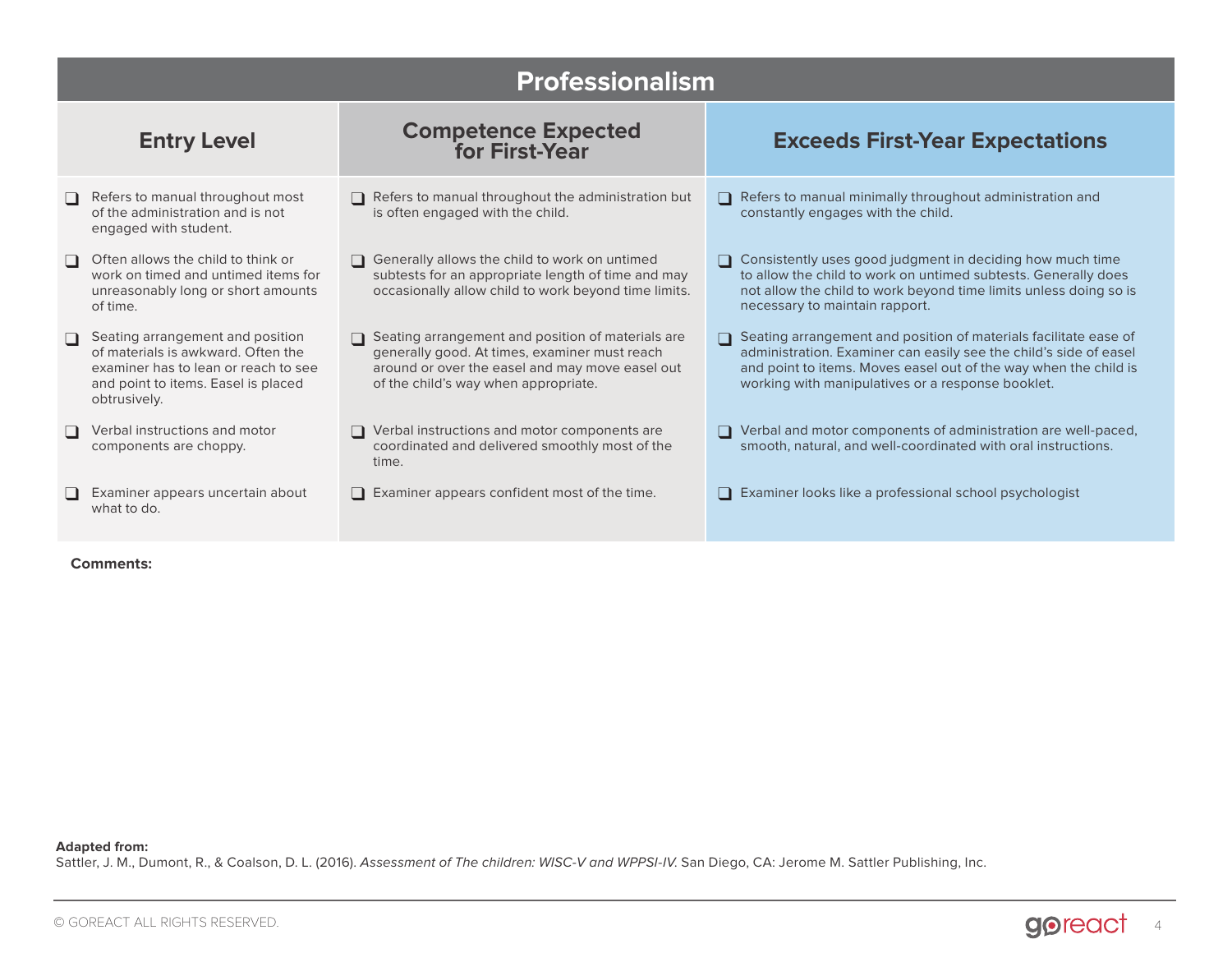## Professionalism

| Entry Level | Competence Expected for First-Year | Exceeds First-Year Expectations |
|---|---|---|
| ❑ Refers to manual throughout most of the administration and is not engaged with student. | ❑ Refers to manual throughout the administration but is often engaged with the child. | ❑ Refers to manual minimally throughout administration and constantly engages with the child. |
| ❑ Often allows the child to think or work on timed and untimed items for unreasonably long or short amounts of time. | ❑ Generally allows the child to work on untimed subtests for an appropriate length of time and may occasionally allow child to work beyond time limits. | ❑ Consistently uses good judgment in deciding how much time to allow the child to work on untimed subtests. Generally does not allow the child to work beyond time limits unless doing so is necessary to maintain rapport. |
| ❑ Seating arrangement and position of materials is awkward. Often the examiner has to lean or reach to see and point to items. Easel is placed obtrusively. | ❑ Seating arrangement and position of materials are generally good. At times, examiner must reach around or over the easel and may move easel out of the child's way when appropriate. | ❑ Seating arrangement and position of materials facilitate ease of administration. Examiner can easily see the child's side of easel and point to items. Moves easel out of the way when the child is working with manipulatives or a response booklet. |
| ❑ Verbal instructions and motor components are choppy. | ❑ Verbal instructions and motor components are coordinated and delivered smoothly most of the time. | ❑ Verbal and motor components of administration are well-paced, smooth, natural, and well-coordinated with oral instructions. |
| ❑ Examiner appears uncertain about what to do. | ❑ Examiner appears confident most of the time. | ❑ Examiner looks like a professional school psychologist |

**Comments:**

**Adapted from:**
Sattler, J. M., Dumont, R., & Coalson, D. L. (2016). *Assessment of The children: WISC-V and WPPSI-IV.* San Diego, CA: Jerome M. Sattler Publishing, Inc.

© GOREACT ALL RIGHTS RESERVED.